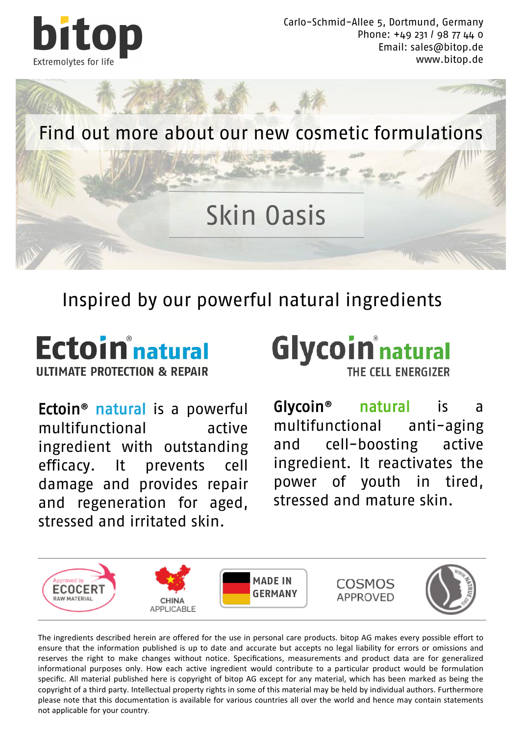bitop

Extremolytes for life

Carlo-Schmid-Allee 5, Dortmund, Germany
Phone: +49 231 / 98 77 44 0
Email: sales@bitop.de
www.bitop.de

# Find out more about our new cosmetic formulations

# Skin Oasis

## Inspired by our powerful natural ingredients

### Ectoin® natural
**ULTIMATE PROTECTION & REPAIR**

**Ectoin®** natural is a powerful multifunctional active ingredient with outstanding efficacy. It prevents cell damage and provides repair and regeneration for aged, stressed and irritated skin.

### Glycoin® natural
**THE CELL ENERGIZER**

**Glycoin®** natural is a multifunctional anti-aging and cell-boosting active ingredient. It reactivates the power of youth in tired, stressed and mature skin.

Approved by ECOCERT RAW MATERIAL | CHINA APPLICABLE | MADE IN GERMANY | COSMOS APPROVED | WWW.NATRUE.ORG

The ingredients described herein are offered for the use in personal care products. bitop AG makes every possible effort to ensure that the information published is up to date and accurate but accepts no legal liability for errors or omissions and reserves the right to make changes without notice. Specifications, measurements and product data are for generalized informational purposes only. How each active ingredient would contribute to a particular product would be formulation specific. All material published here is copyright of bitop AG except for any material, which has been marked as being the copyright of a third party. Intellectual property rights in some of this material may be held by individual authors. Furthermore please note that this documentation is available for various countries all over the world and hence may contain statements not applicable for your country.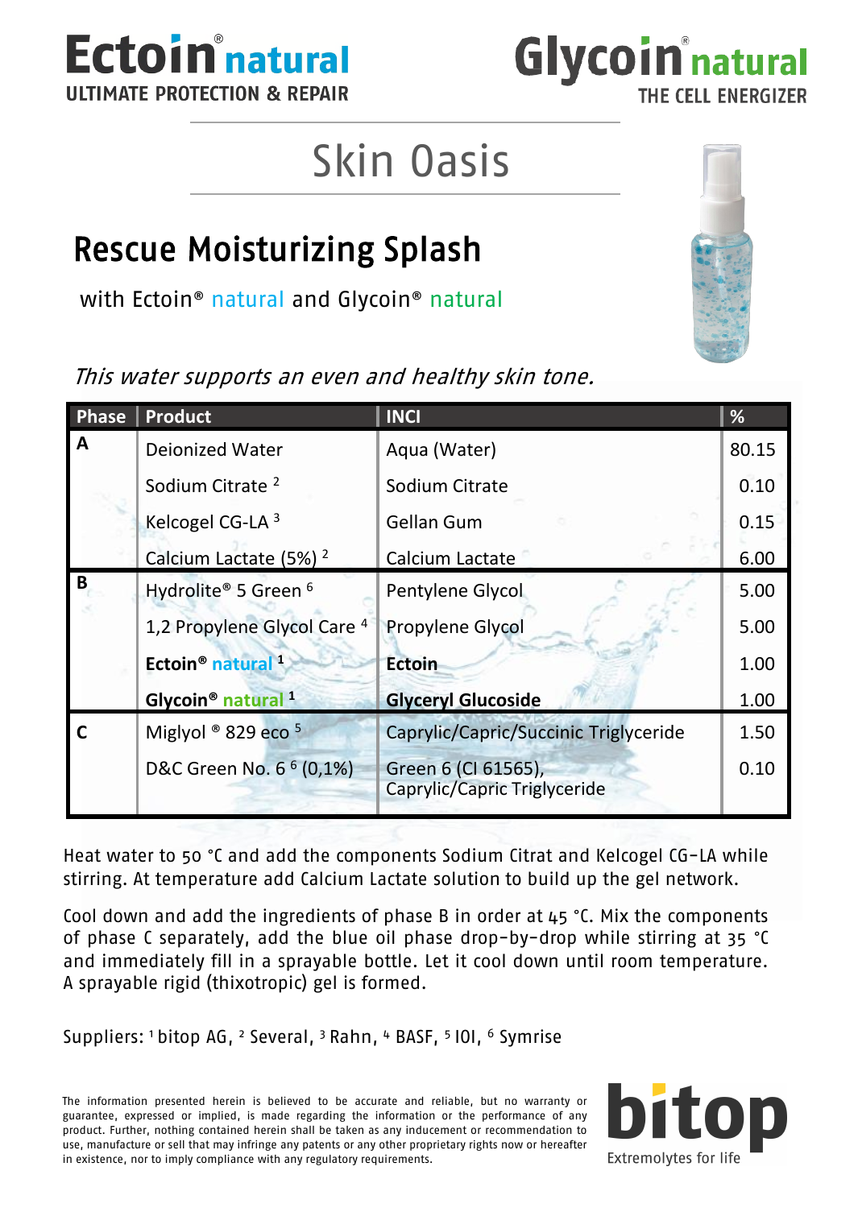Ectoin® natural
ULTIMATE PROTECTION & REPAIR

Glycoin® natural
THE CELL ENERGIZER

# Skin Oasis

## Rescue Moisturizing Splash

with Ectoin® natural and Glycoin® natural

*This water supports an even and healthy skin tone.*

| Phase | Product | INCI | % |
|---|---|---|---|
| A | Deionized Water | Aqua (Water) | 80.15 |
| | Sodium Citrate [2] | Sodium Citrate | 0.10 |
| | Kelcogel CG-LA [3] | Gellan Gum | 0.15 |
| | Calcium Lactate (5%) [2] | Calcium Lactate | 6.00 |
| B | Hydrolite® 5 Green [6] | Pentylene Glycol | 5.00 |
| | 1,2 Propylene Glycol Care [4] | Propylene Glycol | 5.00 |
| | **Ectoin® natural** [1] | **Ectoin** | 1.00 |
| | **Glycoin® natural** [1] | **Glyceryl Glucoside** | 1.00 |
| C | Miglyol ® 829 eco [5] | Caprylic/Capric/Succinic Triglyceride | 1.50 |
| | D&C Green No. 6 [6] (0,1%) | Green 6 (CI 61565), Caprylic/Capric Triglyceride | 0.10 |

Heat water to 50 °C and add the components Sodium Citrat and Kelcogel CG-LA while stirring. At temperature add Calcium Lactate solution to build up the gel network.

Cool down and add the ingredients of phase B in order at 45 °C. Mix the components of phase C separately, add the blue oil phase drop-by-drop while stirring at 35 °C and immediately fill in a sprayable bottle. Let it cool down until room temperature. A sprayable rigid (thixotropic) gel is formed.

Suppliers: [1] bitop AG, [2] Several, [3] Rahn, [4] BASF, [5] IOI, [6] Symrise

The information presented herein is believed to be accurate and reliable, but no warranty or guarantee, expressed or implied, is made regarding the information or the performance of any product. Further, nothing contained herein shall be taken as any inducement or recommendation to use, manufacture or sell that may infringe any patents or any other proprietary rights now or hereafter in existence, nor to imply compliance with any regulatory requirements.

bitop
Extremolytes for life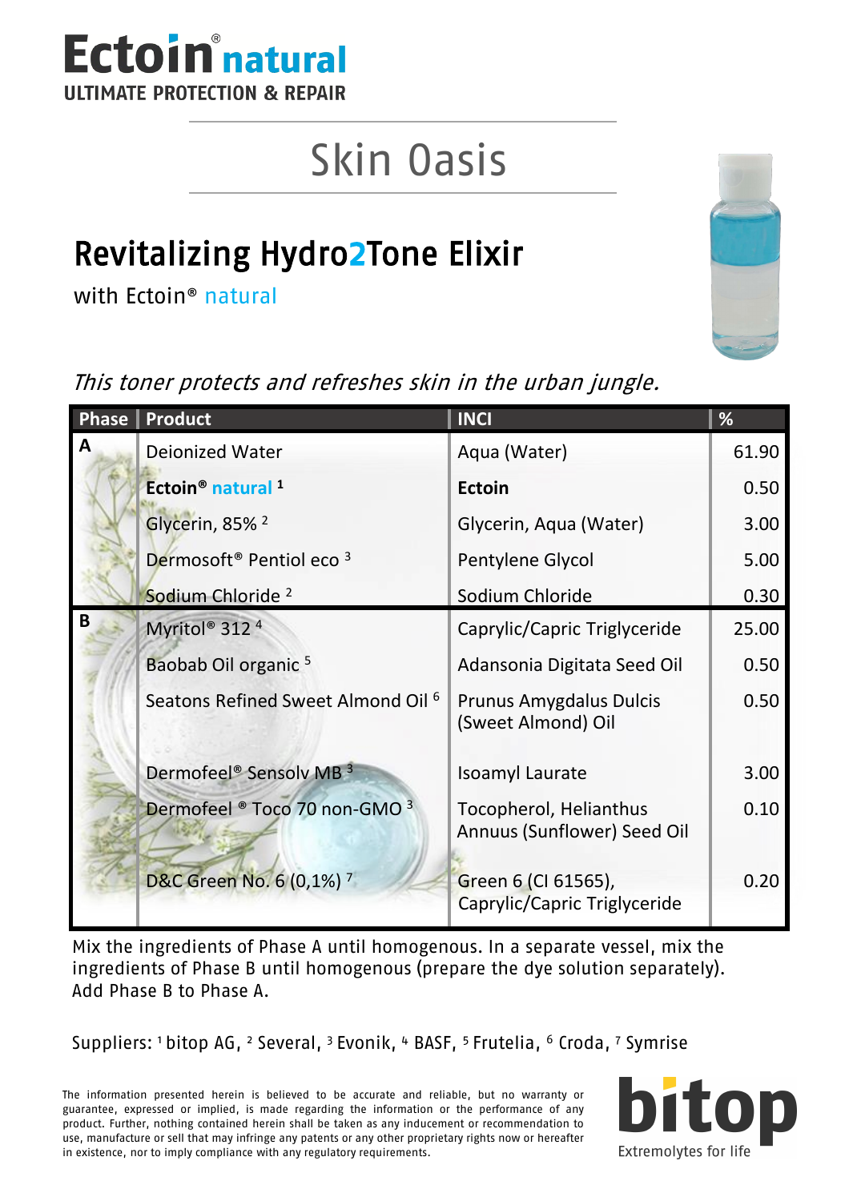# Ectoin® natural

ULTIMATE PROTECTION & REPAIR

## Skin Oasis

## Revitalizing Hydro2Tone Elixir

with Ectoin® natural

*This toner protects and refreshes skin in the urban jungle.*

| Phase | Product | INCI | % |
|---|---|---|---|
| A | Deionized Water | Aqua (Water) | 61.90 |
| | **Ectoin® natural** [1] | **Ectoin** | 0.50 |
| | Glycerin, 85% [2] | Glycerin, Aqua (Water) | 3.00 |
| | Dermosoft® Pentiol eco [3] | Pentylene Glycol | 5.00 |
| | Sodium Chloride [2] | Sodium Chloride | 0.30 |
| B | Myritol® 312 [4] | Caprylic/Capric Triglyceride | 25.00 |
| | Baobab Oil organic [5] | Adansonia Digitata Seed Oil | 0.50 |
| | Seatons Refined Sweet Almond Oil [6] | Prunus Amygdalus Dulcis (Sweet Almond) Oil | 0.50 |
| | Dermofeel® Sensolv MB [3] | Isoamyl Laurate | 3.00 |
| | Dermofeel ® Toco 70 non-GMO [3] | Tocopherol, Helianthus Annuus (Sunflower) Seed Oil | 0.10 |
| | D&C Green No. 6 (0,1%) [7] | Green 6 (CI 61565), Caprylic/Capric Triglyceride | 0.20 |

Mix the ingredients of Phase A until homogenous. In a separate vessel, mix the ingredients of Phase B until homogenous (prepare the dye solution separately). Add Phase B to Phase A.

Suppliers: [1] bitop AG, [2] Several, [3] Evonik, [4] BASF, [5] Frutelia, [6] Croda, [7] Symrise

The information presented herein is believed to be accurate and reliable, but no warranty or guarantee, expressed or implied, is made regarding the information or the performance of any product. Further, nothing contained herein shall be taken as any inducement or recommendation to use, manufacture or sell that may infringe any patents or any other proprietary rights now or hereafter in existence, nor to imply compliance with any regulatory requirements.

bitop

Extremolytes for life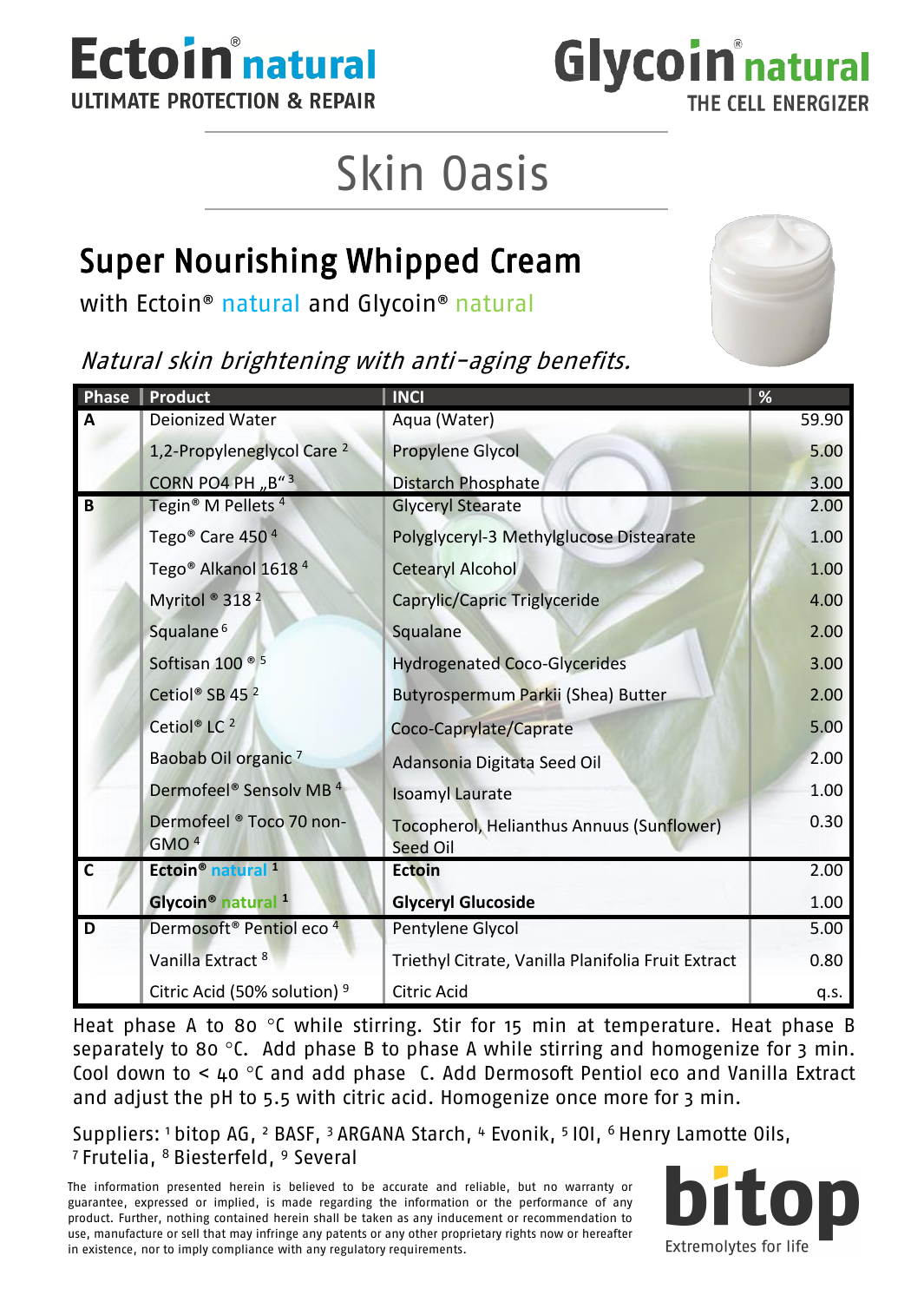**Ectoin® natural**
ULTIMATE PROTECTION & REPAIR

**Glycoin® natural**
THE CELL ENERGIZER

# Skin Oasis

## Super Nourishing Whipped Cream

with Ectoin® natural and Glycoin® natural

*Natural skin brightening with anti-aging benefits.*

| Phase | Product | INCI | % |
|---|---|---|---|
| A | Deionized Water | Aqua (Water) | 59.90 |
| | 1,2-Propyleneglycol Care [2] | Propylene Glycol | 5.00 |
| | CORN PO4 PH „B" [3] | Distarch Phosphate | 3.00 |
| B | Tegin® M Pellets [4] | Glyceryl Stearate | 2.00 |
| | Tego® Care 450 [4] | Polyglyceryl-3 Methylglucose Distearate | 1.00 |
| | Tego® Alkanol 1618 [4] | Cetearyl Alcohol | 1.00 |
| | Myritol ® 318 [2] | Caprylic/Capric Triglyceride | 4.00 |
| | Squalane [6] | Squalane | 2.00 |
| | Softisan 100 ® [5] | Hydrogenated Coco-Glycerides | 3.00 |
| | Cetiol® SB 45 [2] | Butyrospermum Parkii (Shea) Butter | 2.00 |
| | Cetiol® LC [2] | Coco-Caprylate/Caprate | 5.00 |
| | Baobab Oil organic [7] | Adansonia Digitata Seed Oil | 2.00 |
| | Dermofeel® Sensolv MB [4] | Isoamyl Laurate | 1.00 |
| | Dermofeel ® Toco 70 non-GMO [4] | Tocopherol, Helianthus Annuus (Sunflower) Seed Oil | 0.30 |
| C | **Ectoin® natural [1]** | **Ectoin** | 2.00 |
| | **Glycoin® natural [1]** | **Glyceryl Glucoside** | 1.00 |
| D | Dermosoft® Pentiol eco [4] | Pentylene Glycol | 5.00 |
| | Vanilla Extract [8] | Triethyl Citrate, Vanilla Planifolia Fruit Extract | 0.80 |
| | Citric Acid (50% solution) [9] | Citric Acid | q.s. |

Heat phase A to 80 °C while stirring. Stir for 15 min at temperature. Heat phase B separately to 80 °C. Add phase B to phase A while stirring and homogenize for 3 min. Cool down to < 40 °C and add phase C. Add Dermosoft Pentiol eco and Vanilla Extract and adjust the pH to 5.5 with citric acid. Homogenize once more for 3 min.

Suppliers: [1] bitop AG, [2] BASF, [3] ARGANA Starch, [4] Evonik, [5] IOI, [6] Henry Lamotte Oils, [7] Frutelia, [8] Biesterfeld, [9] Several

The information presented herein is believed to be accurate and reliable, but no warranty or guarantee, expressed or implied, is made regarding the information or the performance of any product. Further, nothing contained herein shall be taken as any inducement or recommendation to use, manufacture or sell that may infringe any patents or any other proprietary rights now or hereafter in existence, nor to imply compliance with any regulatory requirements.

**bitop**
Extremolytes for life